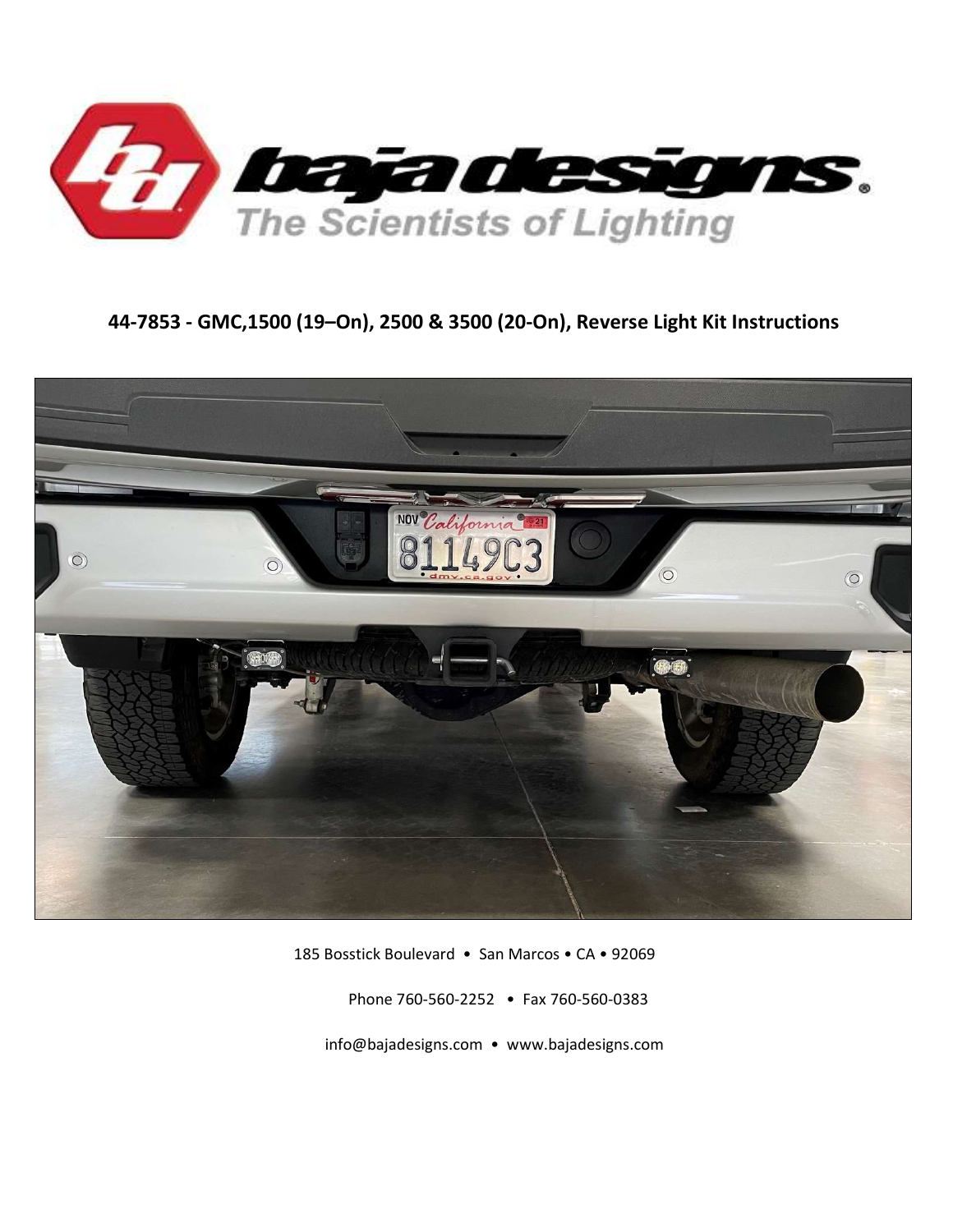# 44-7853 - GMC,1500 (19–On), 2500 & 3500 (20-On), Reverse Light Kit Instructions

185 Bosstick Boulevard • San Marcos • CA • 92069

Phone 760-560-2252 • Fax 760-560-0383

info@bajadesigns.com • www.bajadesigns.com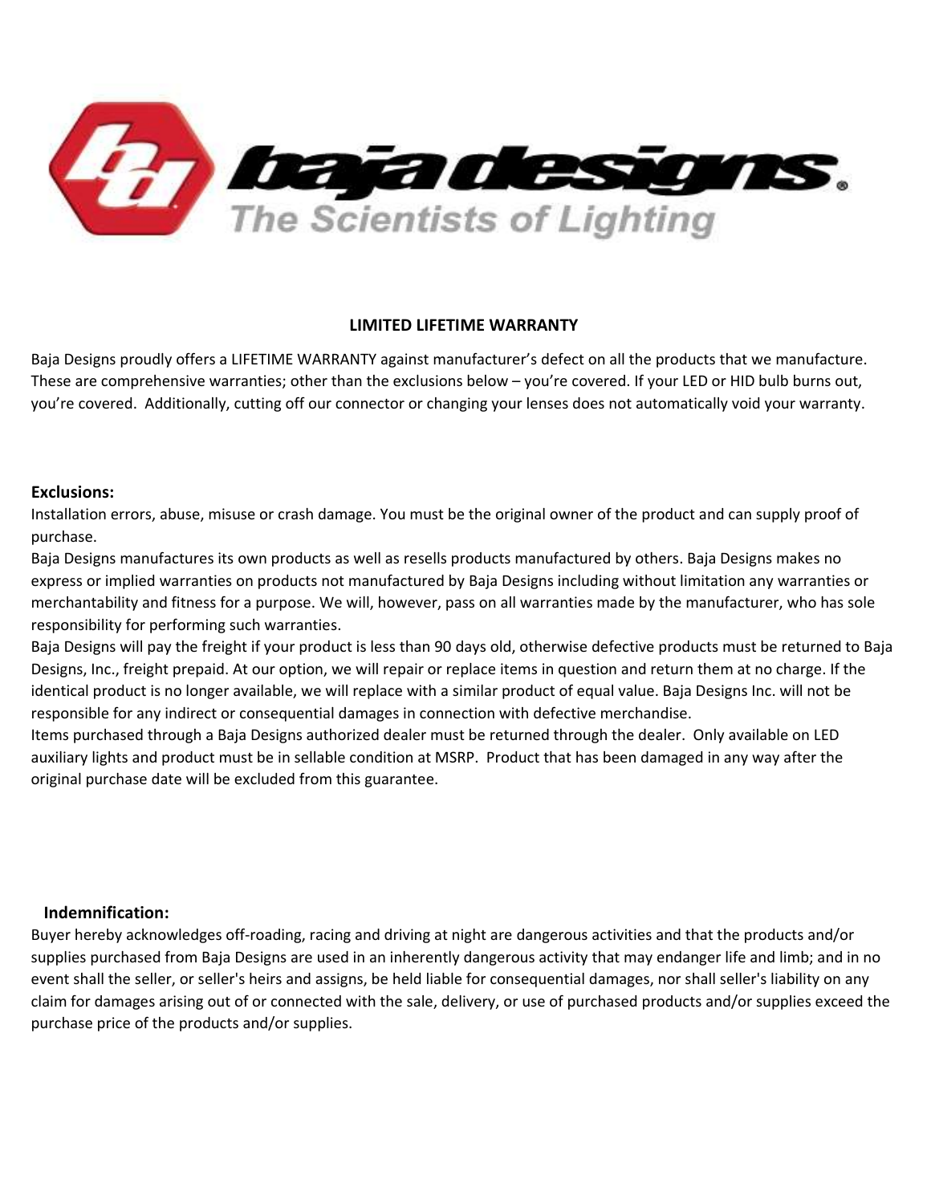baja designs. The Scientists of Lighting

## LIMITED LIFETIME WARRANTY

Baja Designs proudly offers a LIFETIME WARRANTY against manufacturer's defect on all the products that we manufacture. These are comprehensive warranties; other than the exclusions below – you're covered. If your LED or HID bulb burns out, you're covered. Additionally, cutting off our connector or changing your lenses does not automatically void your warranty.

### Exclusions:

Installation errors, abuse, misuse or crash damage. You must be the original owner of the product and can supply proof of purchase.

Baja Designs manufactures its own products as well as resells products manufactured by others. Baja Designs makes no express or implied warranties on products not manufactured by Baja Designs including without limitation any warranties or merchantability and fitness for a purpose. We will, however, pass on all warranties made by the manufacturer, who has sole responsibility for performing such warranties.

Baja Designs will pay the freight if your product is less than 90 days old, otherwise defective products must be returned to Baja Designs, Inc., freight prepaid. At our option, we will repair or replace items in question and return them at no charge. If the identical product is no longer available, we will replace with a similar product of equal value. Baja Designs Inc. will not be responsible for any indirect or consequential damages in connection with defective merchandise.

Items purchased through a Baja Designs authorized dealer must be returned through the dealer. Only available on LED auxiliary lights and product must be in sellable condition at MSRP. Product that has been damaged in any way after the original purchase date will be excluded from this guarantee.

### Indemnification:

Buyer hereby acknowledges off-roading, racing and driving at night are dangerous activities and that the products and/or supplies purchased from Baja Designs are used in an inherently dangerous activity that may endanger life and limb; and in no event shall the seller, or seller's heirs and assigns, be held liable for consequential damages, nor shall seller's liability on any claim for damages arising out of or connected with the sale, delivery, or use of purchased products and/or supplies exceed the purchase price of the products and/or supplies.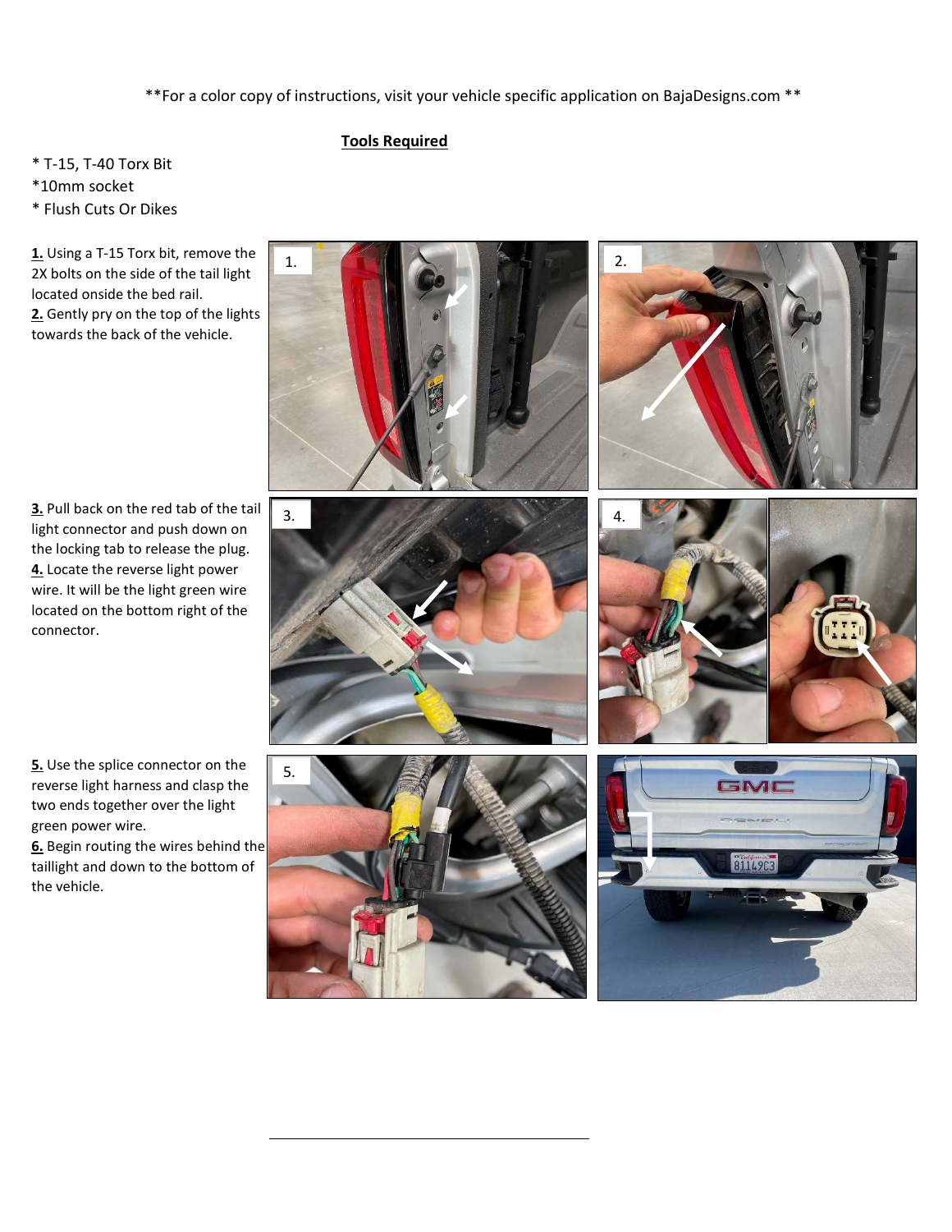**For a color copy of instructions, visit your vehicle specific application on BajaDesigns.com **

## Tools Required

* T-15, T-40 Torx Bit
*10mm socket
* Flush Cuts Or Dikes

**1.** Using a T-15 Torx bit, remove the 2X bolts on the side of the tail light located onside the bed rail.

**2.** Gently pry on the top of the lights towards the back of the vehicle.

**3.** Pull back on the red tab of the tail light connector and push down on the locking tab to release the plug.

**4.** Locate the reverse light power wire. It will be the light green wire located on the bottom right of the connector.

**5.** Use the splice connector on the reverse light harness and clasp the two ends together over the light green power wire.

**6.** Begin routing the wires behind the taillight and down to the bottom of the vehicle.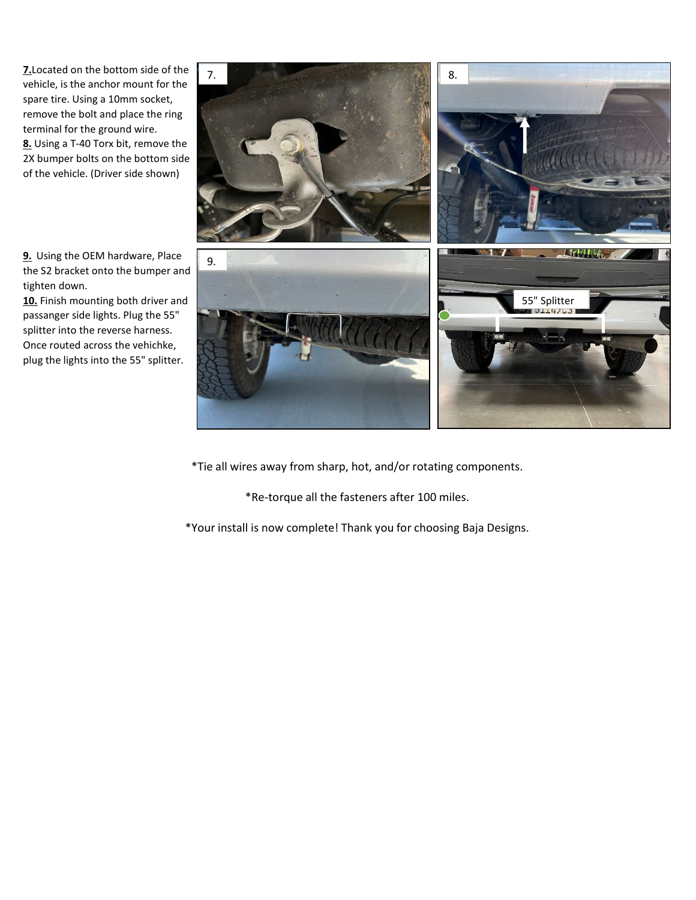**7.** Located on the bottom side of the vehicle, is the anchor mount for the spare tire. Using a 10mm socket, remove the bolt and place the ring terminal for the ground wire.

**8.** Using a T-40 Torx bit, remove the 2X bumper bolts on the bottom side of the vehicle. (Driver side shown)

**9.** Using the OEM hardware, Place the S2 bracket onto the bumper and tighten down.

**10.** Finish mounting both driver and passanger side lights. Plug the 55" splitter into the reverse harness. Once routed across the vehichke, plug the lights into the 55" splitter.

7.

8.

9.

55" Splitter

*Tie all wires away from sharp, hot, and/or rotating components.

*Re-torque all the fasteners after 100 miles.

*Your install is now complete! Thank you for choosing Baja Designs.